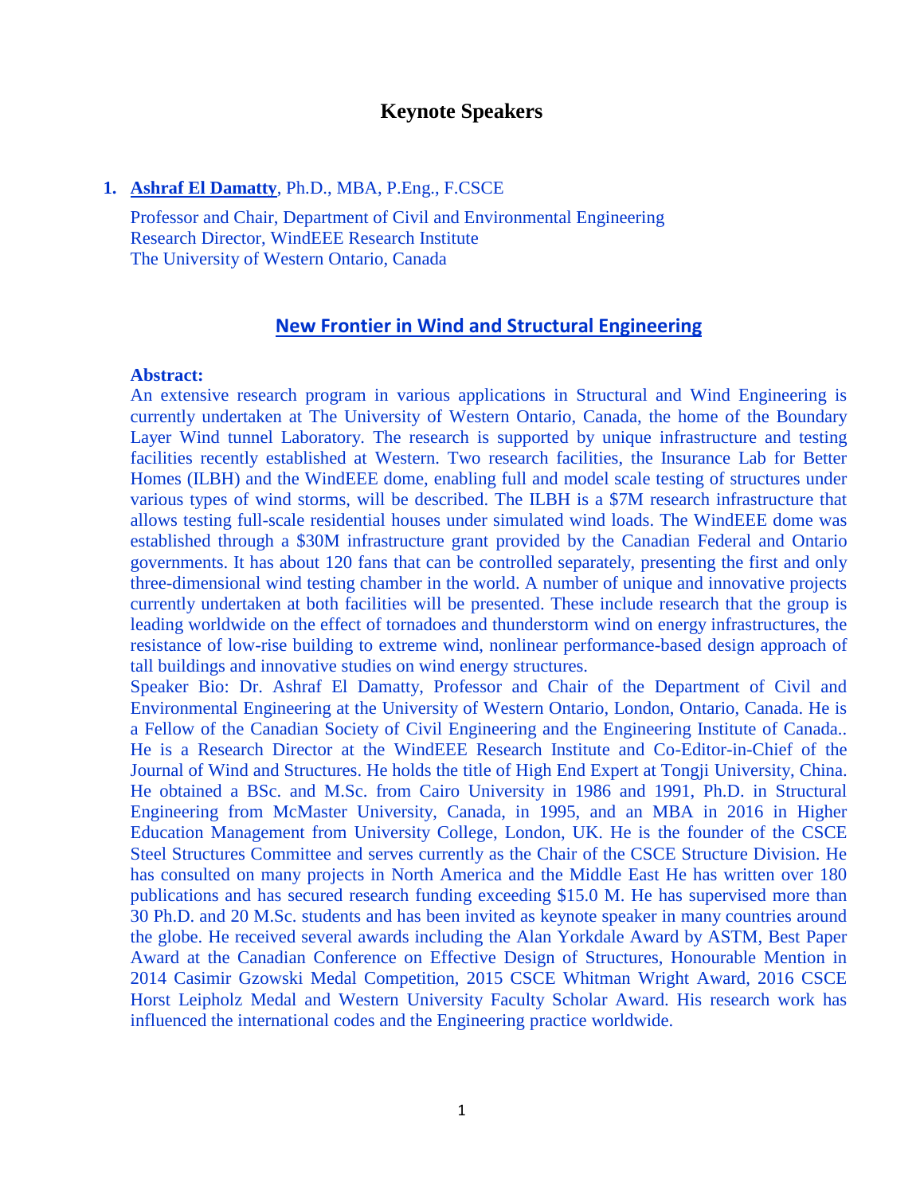# Keynote Speakers

1. **Ashraf El Damatty**, Ph.D., MBA, P.Eng., F.CSCE

   Professor and Chair, Department of Civil and Environmental Engineering
   Research Director, WindEEE Research Institute
   The University of Western Ontario, Canada

## New Frontier in Wind and Structural Engineering

**Abstract:**

An extensive research program in various applications in Structural and Wind Engineering is currently undertaken at The University of Western Ontario, Canada, the home of the Boundary Layer Wind tunnel Laboratory. The research is supported by unique infrastructure and testing facilities recently established at Western. Two research facilities, the Insurance Lab for Better Homes (ILBH) and the WindEEE dome, enabling full and model scale testing of structures under various types of wind storms, will be described. The ILBH is a $7M research infrastructure that allows testing full-scale residential houses under simulated wind loads. The WindEEE dome was established through a $30M infrastructure grant provided by the Canadian Federal and Ontario governments. It has about 120 fans that can be controlled separately, presenting the first and only three-dimensional wind testing chamber in the world. A number of unique and innovative projects currently undertaken at both facilities will be presented. These include research that the group is leading worldwide on the effect of tornadoes and thunderstorm wind on energy infrastructures, the resistance of low-rise building to extreme wind, nonlinear performance-based design approach of tall buildings and innovative studies on wind energy structures.

Speaker Bio: Dr. Ashraf El Damatty, Professor and Chair of the Department of Civil and Environmental Engineering at the University of Western Ontario, London, Ontario, Canada. He is a Fellow of the Canadian Society of Civil Engineering and the Engineering Institute of Canada.. He is a Research Director at the WindEEE Research Institute and Co-Editor-in-Chief of the Journal of Wind and Structures. He holds the title of High End Expert at Tongji University, China. He obtained a BSc. and M.Sc. from Cairo University in 1986 and 1991, Ph.D. in Structural Engineering from McMaster University, Canada, in 1995, and an MBA in 2016 in Higher Education Management from University College, London, UK. He is the founder of the CSCE Steel Structures Committee and serves currently as the Chair of the CSCE Structure Division. He has consulted on many projects in North America and the Middle East He has written over 180 publications and has secured research funding exceeding $15.0 M. He has supervised more than 30 Ph.D. and 20 M.Sc. students and has been invited as keynote speaker in many countries around the globe. He received several awards including the Alan Yorkdale Award by ASTM, Best Paper Award at the Canadian Conference on Effective Design of Structures, Honourable Mention in 2014 Casimir Gzowski Medal Competition, 2015 CSCE Whitman Wright Award, 2016 CSCE Horst Leipholz Medal and Western University Faculty Scholar Award. His research work has influenced the international codes and the Engineering practice worldwide.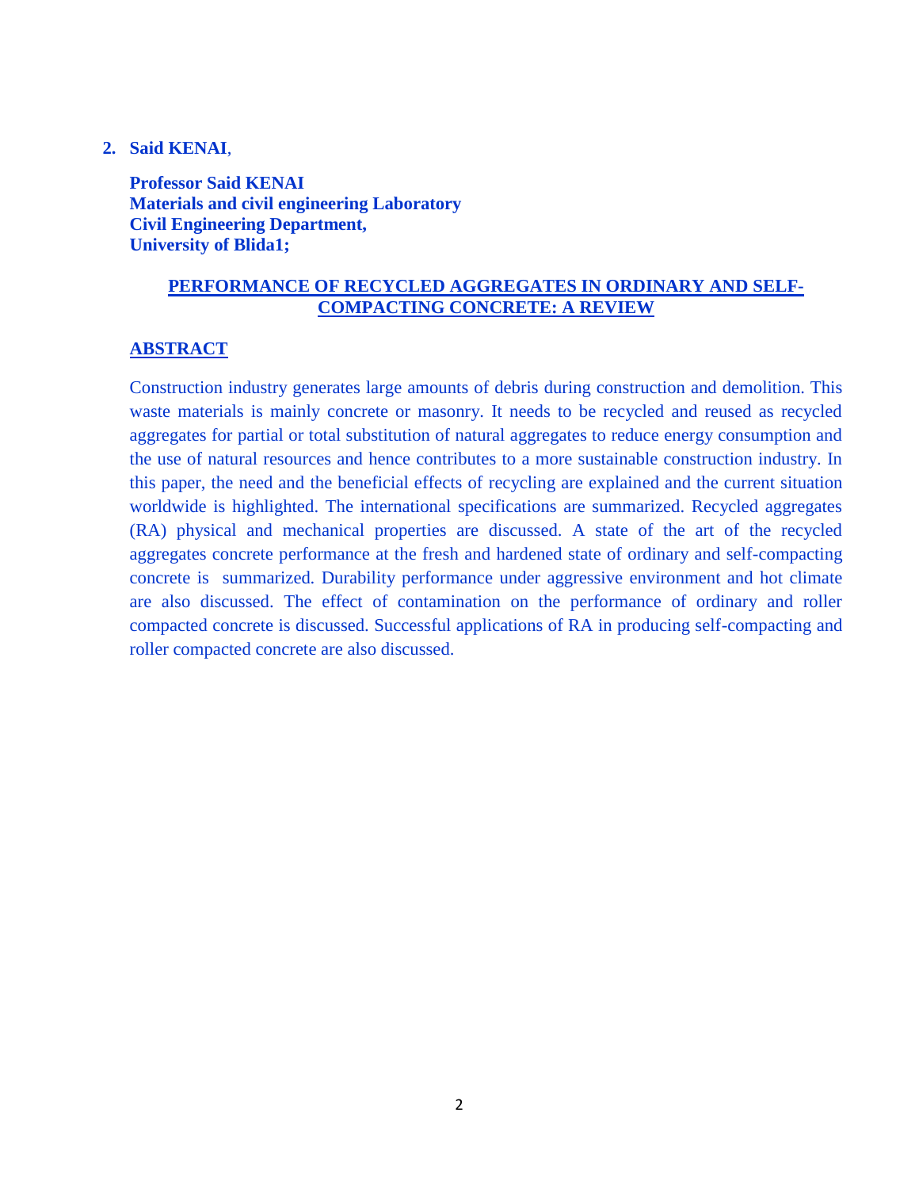2. **Said KENAI**,

**Professor Said KENAI**
**Materials and civil engineering Laboratory**
**Civil Engineering Department,**
**University of Blida1;**

## PERFORMANCE OF RECYCLED AGGREGATES IN ORDINARY AND SELF-COMPACTING CONCRETE: A REVIEW

### ABSTRACT

Construction industry generates large amounts of debris during construction and demolition. This waste materials is mainly concrete or masonry. It needs to be recycled and reused as recycled aggregates for partial or total substitution of natural aggregates to reduce energy consumption and the use of natural resources and hence contributes to a more sustainable construction industry. In this paper, the need and the beneficial effects of recycling are explained and the current situation worldwide is highlighted. The international specifications are summarized. Recycled aggregates (RA) physical and mechanical properties are discussed. A state of the art of the recycled aggregates concrete performance at the fresh and hardened state of ordinary and self-compacting concrete is summarized. Durability performance under aggressive environment and hot climate are also discussed. The effect of contamination on the performance of ordinary and roller compacted concrete is discussed. Successful applications of RA in producing self-compacting and roller compacted concrete are also discussed.